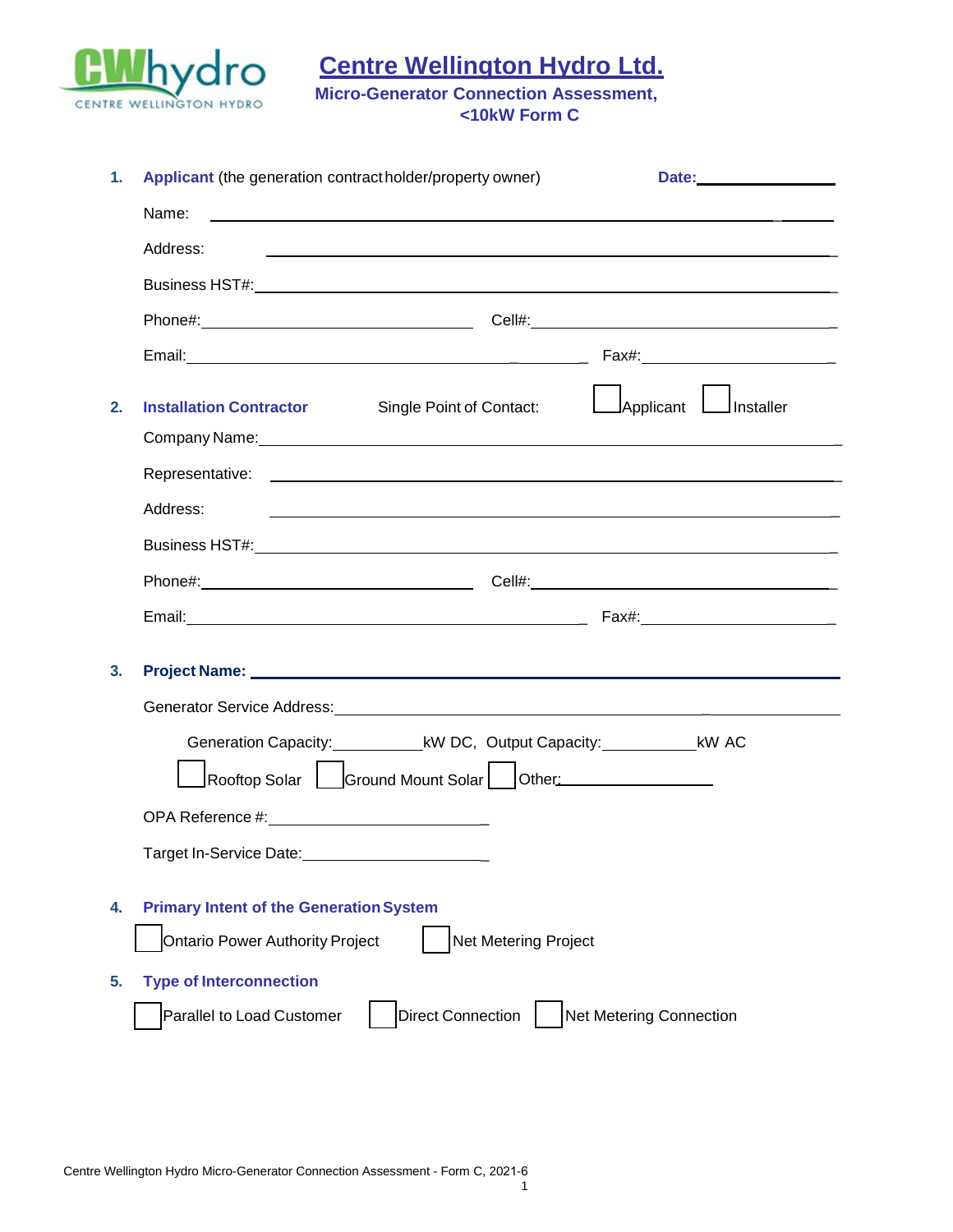# Centre Wellington Hydro Ltd.

**Micro-Generator Connection Assessment, <10kW Form C**

**1. Applicant** (the generation contract holder/property owner) **Date:** ________________

Name: ____________________________________________

Address: ____________________________________________

Business HST#: ____________________________________________

Phone#: ______________________ Cell#: ______________________

Email: ______________________ Fax#: ______________________

**2. Installation Contractor** Single Point of Contact: ☐ Applicant ☐ Installer

Company Name: ____________________________________________

Representative: ____________________________________________

Address: ____________________________________________

Business HST#: ____________________________________________

Phone#: ______________________ Cell#: ______________________

Email: ______________________ Fax#: ______________________

**3. Project Name:** ____________________________________________

Generator Service Address: ____________________________________________

Generation Capacity: __________ kW DC, Output Capacity: __________ kW AC

☐ Rooftop Solar ☐ Ground Mount Solar ☐ Other: ______________

OPA Reference #: ______________________

Target In-Service Date: ______________________

**4. Primary Intent of the Generation System**

☐ Ontario Power Authority Project ☐ Net Metering Project

**5. Type of Interconnection**

☐ Parallel to Load Customer ☐ Direct Connection ☐ Net Metering Connection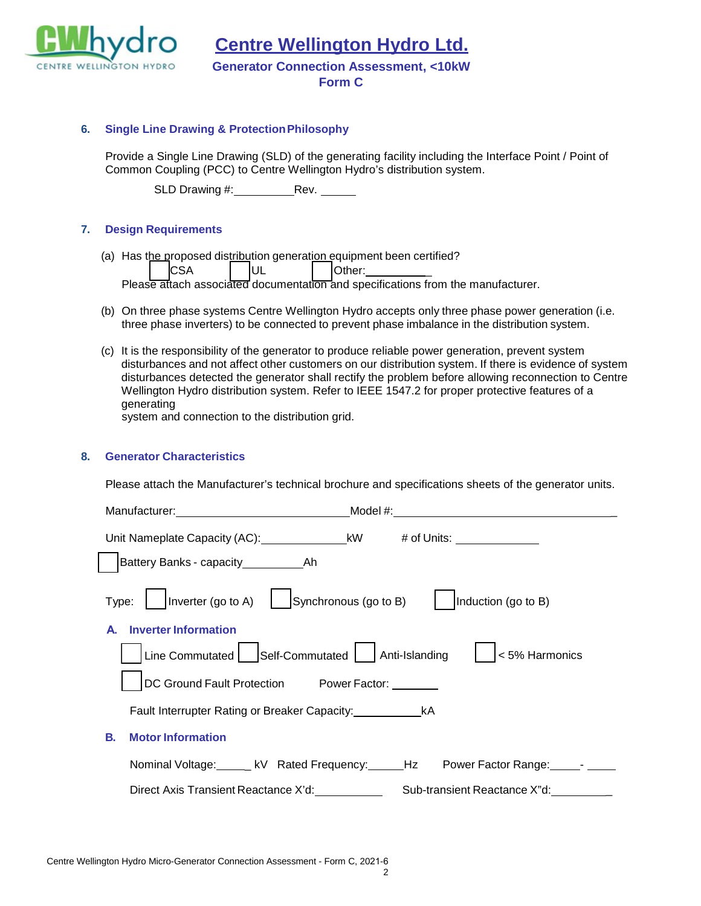# Centre Wellington Hydro Ltd.

**Generator Connection Assessment, <10kW**
**Form C**

## 6. Single Line Drawing & Protection Philosophy

Provide a Single Line Drawing (SLD) of the generating facility including the Interface Point / Point of Common Coupling (PCC) to Centre Wellington Hydro's distribution system.

SLD Drawing #:__________ Rev. ______

## 7. Design Requirements

(a) Has the proposed distribution generation equipment been certified?

☐ CSA ☐ UL ☐ Other:___________

Please attach associated documentation and specifications from the manufacturer.

(b) On three phase systems Centre Wellington Hydro accepts only three phase power generation (i.e. three phase inverters) to be connected to prevent phase imbalance in the distribution system.

(c) It is the responsibility of the generator to produce reliable power generation, prevent system disturbances and not affect other customers on our distribution system. If there is evidence of system disturbances detected the generator shall rectify the problem before allowing reconnection to Centre Wellington Hydro distribution system. Refer to IEEE 1547.2 for proper protective features of a generating system and connection to the distribution grid.

## 8. Generator Characteristics

Please attach the Manufacturer's technical brochure and specifications sheets of the generator units.

Manufacturer:____________________________ Model #:_____________________________________

Unit Nameplate Capacity (AC):______________ kW # of Units: ______________

☐ Battery Banks - capacity__________ Ah

Type: ☐ Inverter (go to A) ☐ Synchronous (go to B) ☐ Induction (go to B)

### A. Inverter Information

☐ Line Commutated ☐ Self-Commutated ☐ Anti-Islanding ☐ < 5% Harmonics

☐ DC Ground Fault Protection Power Factor: ________

Fault Interrupter Rating or Breaker Capacity:___________ kA

### B. Motor Information

Nominal Voltage:______ kV Rated Frequency:______ Hz Power Factor Range:_____ - _____

Direct Axis Transient Reactance X'd:___________ Sub-transient Reactance X"d:__________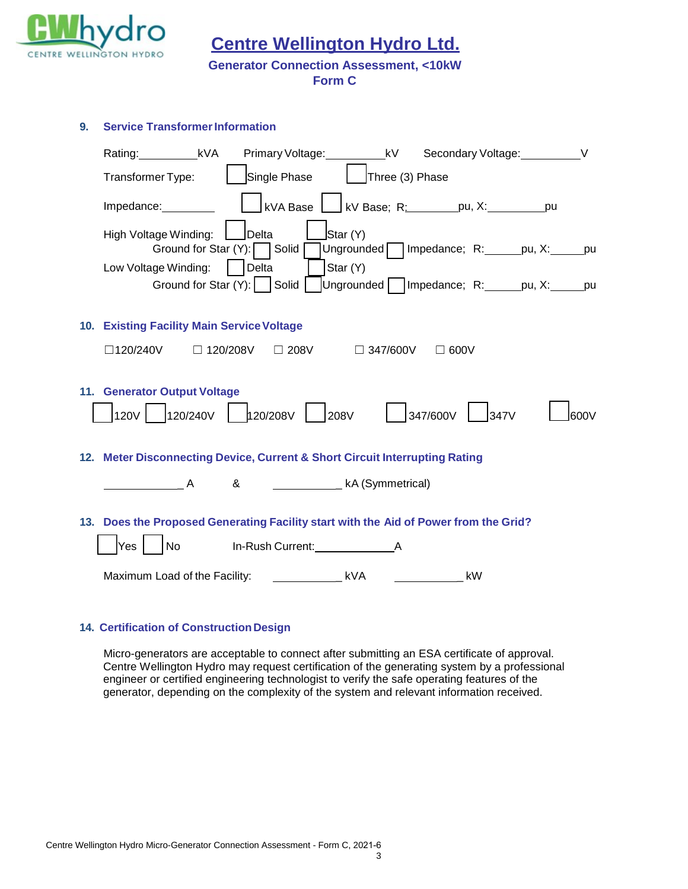# Centre Wellington Hydro Ltd.

**Generator Connection Assessment, <10kW**

**Form C**

## 9. Service Transformer Information

Rating:__________kVA   Primary Voltage:__________kV   Secondary Voltage:__________V

Transformer Type: ☐ Single Phase ☐ Three (3) Phase

Impedance:_________ ☐ kVA Base ☐ kV Base; R:________pu, X:__________pu

High Voltage Winding: ☐ Delta ☐ Star (Y)
Ground for Star (Y): ☐ Solid ☐ Ungrounded ☐ Impedance; R:______pu, X:______pu

Low Voltage Winding: ☐ Delta ☐ Star (Y)
Ground for Star (Y): ☐ Solid ☐ Ungrounded ☐ Impedance; R:______pu, X:______pu

## 10. Existing Facility Main Service Voltage

☐ 120/240V ☐ 120/208V ☐ 208V ☐ 347/600V ☐ 600V

## 11. Generator Output Voltage

☐ 120V ☐ 120/240V ☐ 120/208V ☐ 208V ☐ 347/600V ☐ 347V ☐ 600V

## 12. Meter Disconnecting Device, Current & Short Circuit Interrupting Rating

_____________ A & ___________ kA (Symmetrical)

## 13. Does the Proposed Generating Facility start with the Aid of Power from the Grid?

☐ Yes ☐ No   In-Rush Current:______________A

Maximum Load of the Facility: ___________ kVA ___________ kW

## 14. Certification of Construction Design

Micro-generators are acceptable to connect after submitting an ESA certificate of approval. Centre Wellington Hydro may request certification of the generating system by a professional engineer or certified engineering technologist to verify the safe operating features of the generator, depending on the complexity of the system and relevant information received.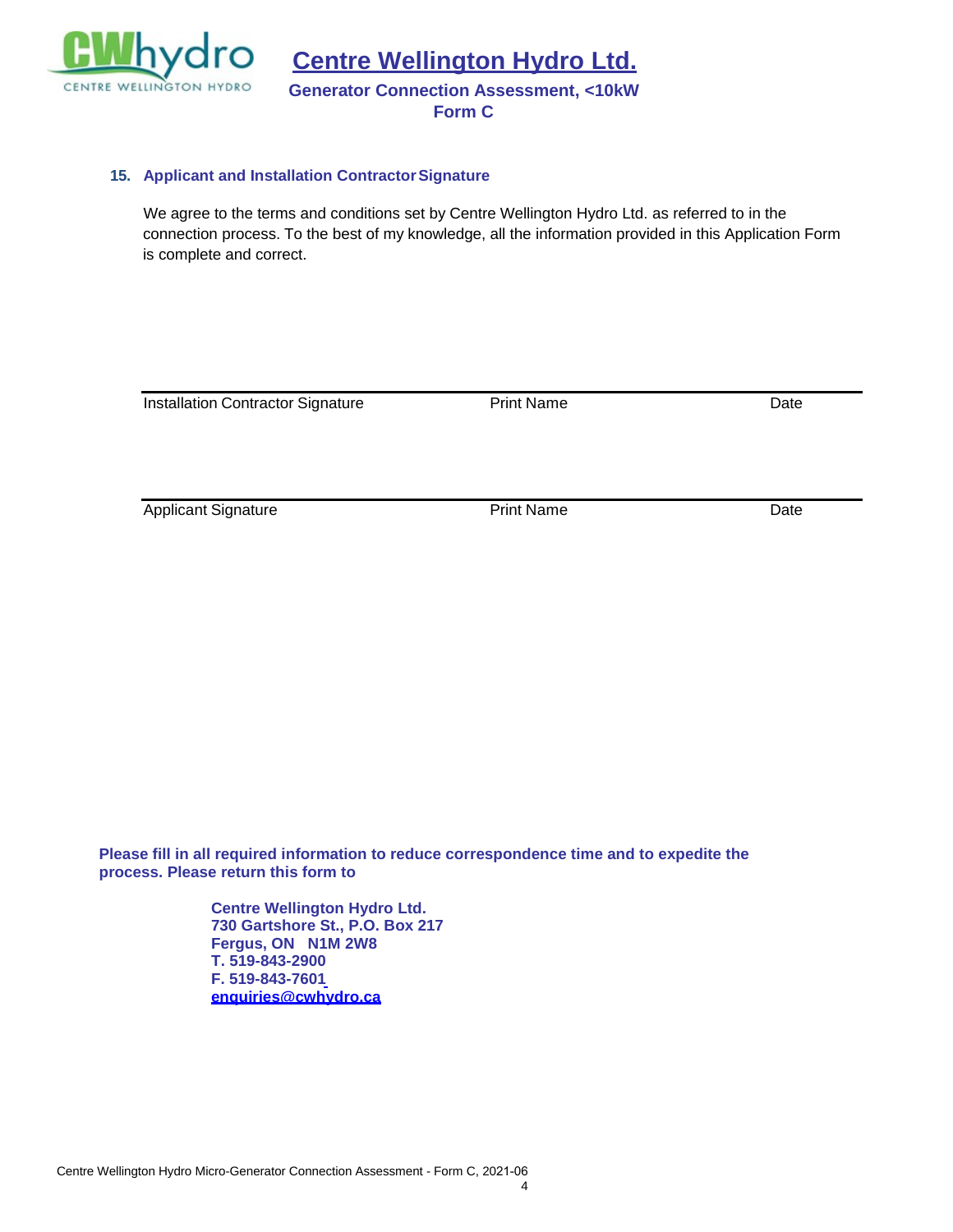# Centre Wellington Hydro Ltd.

## Generator Connection Assessment, <10kW
## Form C

### 15. Applicant and Installation Contractor Signature

We agree to the terms and conditions set by Centre Wellington Hydro Ltd. as referred to in the connection process. To the best of my knowledge, all the information provided in this Application Form is complete and correct.

| Installation Contractor Signature | Print Name | Date |
|---|---|---|

| Applicant Signature | Print Name | Date |
|---|---|---|

**Please fill in all required information to reduce correspondence time and to expedite the process. Please return this form to**

**Centre Wellington Hydro Ltd.**
**730 Gartshore St., P.O. Box 217**
**Fergus, ON N1M 2W8**
**T. 519-843-2900**
**F. 519-843-7601**
**enquiries@cwhydro.ca**

Centre Wellington Hydro Micro-Generator Connection Assessment - Form C, 2021-06